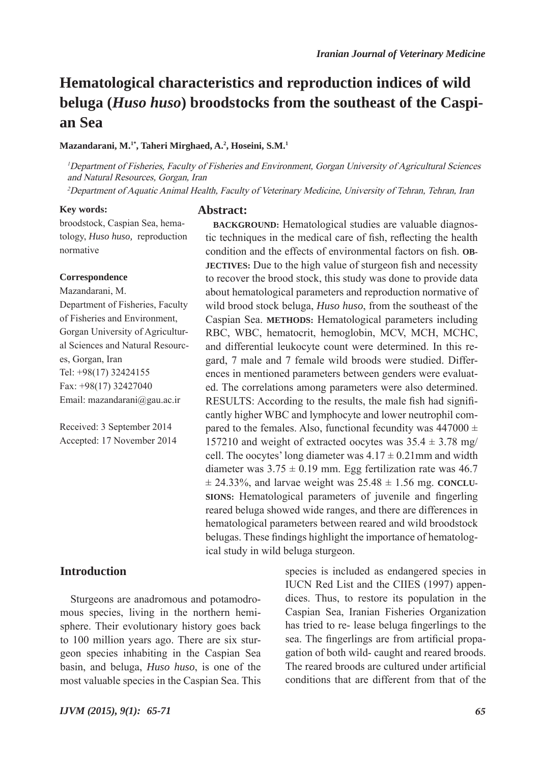# Hematological characteristics and reproduction indices of wild beluga (*Huso huso*) broodstocks from the southeast of the Caspian Sea

**Mazandarani, M.[1*], Taheri Mirghaed, A.[2], Hoseini, S.M.[1]**

[1] *Department of Fisheries, Faculty of Fisheries and Environment, Gorgan University of Agricultural Sciences and Natural Resources, Gorgan, Iran*

[2] *Department of Aquatic Animal Health, Faculty of Veterinary Medicine, University of Tehran, Tehran, Iran*

**Key words:**

broodstock, Caspian Sea, hematology, *Huso huso*, reproduction normative

**Correspondence**

Mazandarani, M.

Department of Fisheries, Faculty of Fisheries and Environment, Gorgan University of Agricultural Sciences and Natural Resources, Gorgan, Iran

Tel: +98(17) 32424155

Fax: +98(17) 32427040

Email: mazandarani@gau.ac.ir

Received: 3 September 2014

Accepted: 17 November 2014

## Abstract:

**BACKGROUND:** Hematological studies are valuable diagnostic techniques in the medical care of fish, reflecting the health condition and the effects of environmental factors on fish. **OBJECTIVES:** Due to the high value of sturgeon fish and necessity to recover the brood stock, this study was done to provide data about hematological parameters and reproduction normative of wild brood stock beluga, *Huso huso*, from the southeast of the Caspian Sea. **METHODS:** Hematological parameters including RBC, WBC, hematocrit, hemoglobin, MCV, MCH, MCHC, and differential leukocyte count were determined. In this regard, 7 male and 7 female wild broods were studied. Differences in mentioned parameters between genders were evaluated. The correlations among parameters were also determined. RESULTS: According to the results, the male fish had significantly higher WBC and lymphocyte and lower neutrophil compared to the females. Also, functional fecundity was 447000 ± 157210 and weight of extracted oocytes was 35.4 ± 3.78 mg/cell. The oocytes' long diameter was 4.17 ± 0.21mm and width diameter was 3.75 ± 0.19 mm. Egg fertilization rate was 46.7 ± 24.33%, and larvae weight was 25.48 ± 1.56 mg. **CONCLUSIONS:** Hematological parameters of juvenile and fingerling reared beluga showed wide ranges, and there are differences in hematological parameters between reared and wild broodstock belugas. These findings highlight the importance of hematological study in wild beluga sturgeon.

## Introduction

Sturgeons are anadromous and potamodromous species, living in the northern hemisphere. Their evolutionary history goes back to 100 million years ago. There are six sturgeon species inhabiting in the Caspian Sea basin, and beluga, *Huso huso*, is one of the most valuable species in the Caspian Sea. This species is included as endangered species in IUCN Red List and the CIIES (1997) appendices. Thus, to restore its population in the Caspian Sea, Iranian Fisheries Organization has tried to re- lease beluga fingerlings to the sea. The fingerlings are from artificial propagation of both wild- caught and reared broods. The reared broods are cultured under artificial conditions that are different from that of the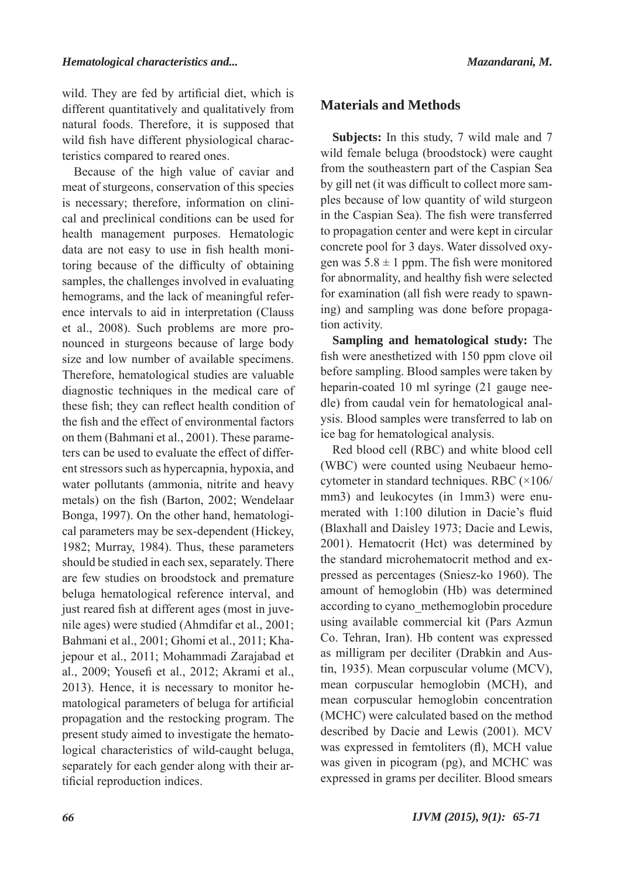wild. They are fed by artificial diet, which is different quantitatively and qualitatively from natural foods. Therefore, it is supposed that wild fish have different physiological characteristics compared to reared ones.

Because of the high value of caviar and meat of sturgeons, conservation of this species is necessary; therefore, information on clinical and preclinical conditions can be used for health management purposes. Hematologic data are not easy to use in fish health monitoring because of the difficulty of obtaining samples, the challenges involved in evaluating hemograms, and the lack of meaningful reference intervals to aid in interpretation (Clauss et al., 2008). Such problems are more pronounced in sturgeons because of large body size and low number of available specimens. Therefore, hematological studies are valuable diagnostic techniques in the medical care of these fish; they can reflect health condition of the fish and the effect of environmental factors on them (Bahmani et al., 2001). These parameters can be used to evaluate the effect of different stressors such as hypercapnia, hypoxia, and water pollutants (ammonia, nitrite and heavy metals) on the fish (Barton, 2002; Wendelaar Bonga, 1997). On the other hand, hematological parameters may be sex-dependent (Hickey, 1982; Murray, 1984). Thus, these parameters should be studied in each sex, separately. There are few studies on broodstock and premature beluga hematological reference interval, and just reared fish at different ages (most in juvenile ages) were studied (Ahmdifar et al., 2001; Bahmani et al., 2001; Ghomi et al., 2011; Khajepour et al., 2011; Mohammadi Zarajabad et al., 2009; Yousefi et al., 2012; Akrami et al., 2013). Hence, it is necessary to monitor hematological parameters of beluga for artificial propagation and the restocking program. The present study aimed to investigate the hematological characteristics of wild-caught beluga, separately for each gender along with their artificial reproduction indices.

## Materials and Methods

**Subjects:** In this study, 7 wild male and 7 wild female beluga (broodstock) were caught from the southeastern part of the Caspian Sea by gill net (it was difficult to collect more samples because of low quantity of wild sturgeon in the Caspian Sea). The fish were transferred to propagation center and were kept in circular concrete pool for 3 days. Water dissolved oxygen was $5.8 \pm 1$ ppm. The fish were monitored for abnormality, and healthy fish were selected for examination (all fish were ready to spawning) and sampling was done before propagation activity.

**Sampling and hematological study:** The fish were anesthetized with 150 ppm clove oil before sampling. Blood samples were taken by heparin-coated 10 ml syringe (21 gauge needle) from caudal vein for hematological analysis. Blood samples were transferred to lab on ice bag for hematological analysis.

Red blood cell (RBC) and white blood cell (WBC) were counted using Neubaeur hemocytometer in standard techniques. RBC (×106/mm3) and leukocytes (in 1mm3) were enumerated with 1:100 dilution in Dacie's fluid (Blaxhall and Daisley 1973; Dacie and Lewis, 2001). Hematocrit (Hct) was determined by the standard microhematocrit method and expressed as percentages (Sniesz-ko 1960). The amount of hemoglobin (Hb) was determined according to cyano_methemoglobin procedure using available commercial kit (Pars Azmun Co. Tehran, Iran). Hb content was expressed as milligram per deciliter (Drabkin and Austin, 1935). Mean corpuscular volume (MCV), mean corpuscular hemoglobin (MCH), and mean corpuscular hemoglobin concentration (MCHC) were calculated based on the method described by Dacie and Lewis (2001). MCV was expressed in femtoliters (fl), MCH value was given in picogram (pg), and MCHC was expressed in grams per deciliter. Blood smears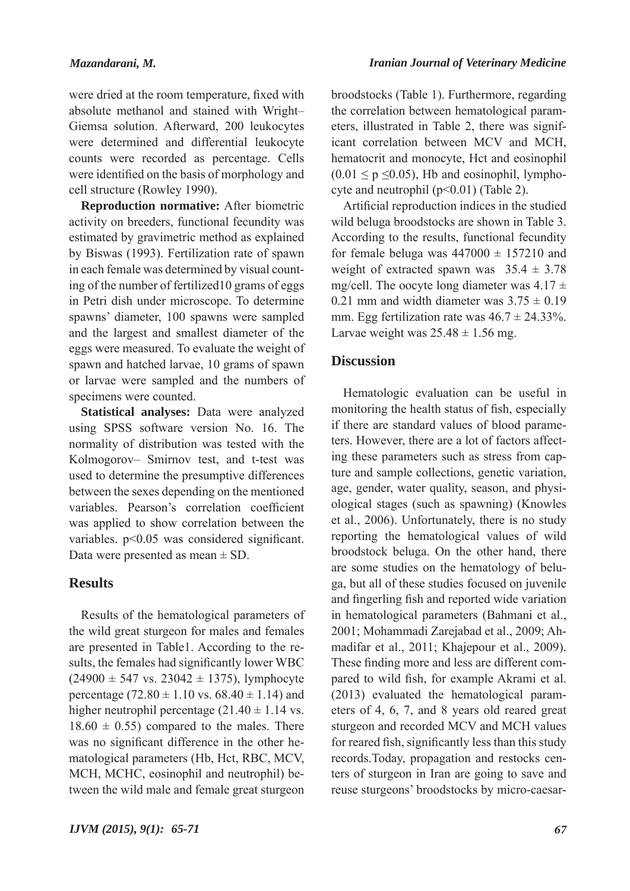were dried at the room temperature, fixed with absolute methanol and stained with Wright–Giemsa solution. Afterward, 200 leukocytes were determined and differential leukocyte counts were recorded as percentage. Cells were identified on the basis of morphology and cell structure (Rowley 1990).

**Reproduction normative:** After biometric activity on breeders, functional fecundity was estimated by gravimetric method as explained by Biswas (1993). Fertilization rate of spawn in each female was determined by visual counting of the number of fertilized10 grams of eggs in Petri dish under microscope. To determine spawns' diameter, 100 spawns were sampled and the largest and smallest diameter of the eggs were measured. To evaluate the weight of spawn and hatched larvae, 10 grams of spawn or larvae were sampled and the numbers of specimens were counted.

**Statistical analyses:** Data were analyzed using SPSS software version No. 16. The normality of distribution was tested with the Kolmogorov– Smirnov test, and t-test was used to determine the presumptive differences between the sexes depending on the mentioned variables. Pearson's correlation coefficient was applied to show correlation between the variables. $p<0.05$ was considered significant. Data were presented as mean ± SD.

## Results

Results of the hematological parameters of the wild great sturgeon for males and females are presented in Table1. According to the results, the females had significantly lower WBC ($24900 \pm 547$ vs. $23042 \pm 1375$), lymphocyte percentage ($72.80 \pm 1.10$ vs. $68.40 \pm 1.14$) and higher neutrophil percentage ($21.40 \pm 1.14$ vs. $18.60 \pm 0.55$) compared to the males. There was no significant difference in the other hematological parameters (Hb, Hct, RBC, MCV, MCH, MCHC, eosinophil and neutrophil) between the wild male and female great sturgeon broodstocks (Table 1). Furthermore, regarding the correlation between hematological parameters, illustrated in Table 2, there was significant correlation between MCV and MCH, hematocrit and monocyte, Hct and eosinophil ($0.01 \leq p \leq 0.05$), Hb and eosinophil, lymphocyte and neutrophil ($p<0.01$) (Table 2).

Artificial reproduction indices in the studied wild beluga broodstocks are shown in Table 3. According to the results, functional fecundity for female beluga was $447000 \pm 157210$ and weight of extracted spawn was $35.4 \pm 3.78$ mg/cell. The oocyte long diameter was $4.17 \pm 0.21$ mm and width diameter was $3.75 \pm 0.19$ mm. Egg fertilization rate was $46.7 \pm 24.33$%. Larvae weight was $25.48 \pm 1.56$ mg.

## Discussion

Hematologic evaluation can be useful in monitoring the health status of fish, especially if there are standard values of blood parameters. However, there are a lot of factors affecting these parameters such as stress from capture and sample collections, genetic variation, age, gender, water quality, season, and physiological stages (such as spawning) (Knowles et al., 2006). Unfortunately, there is no study reporting the hematological values of wild broodstock beluga. On the other hand, there are some studies on the hematology of beluga, but all of these studies focused on juvenile and fingerling fish and reported wide variation in hematological parameters (Bahmani et al., 2001; Mohammadi Zarejabad et al., 2009; Ahmadifar et al., 2011; Khajepour et al., 2009). These finding more and less are different compared to wild fish, for example Akrami et al. (2013) evaluated the hematological parameters of 4, 6, 7, and 8 years old reared great sturgeon and recorded MCV and MCH values for reared fish, significantly less than this study records.Today, propagation and restocks centers of sturgeon in Iran are going to save and reuse sturgeons' broodstocks by micro-caesar-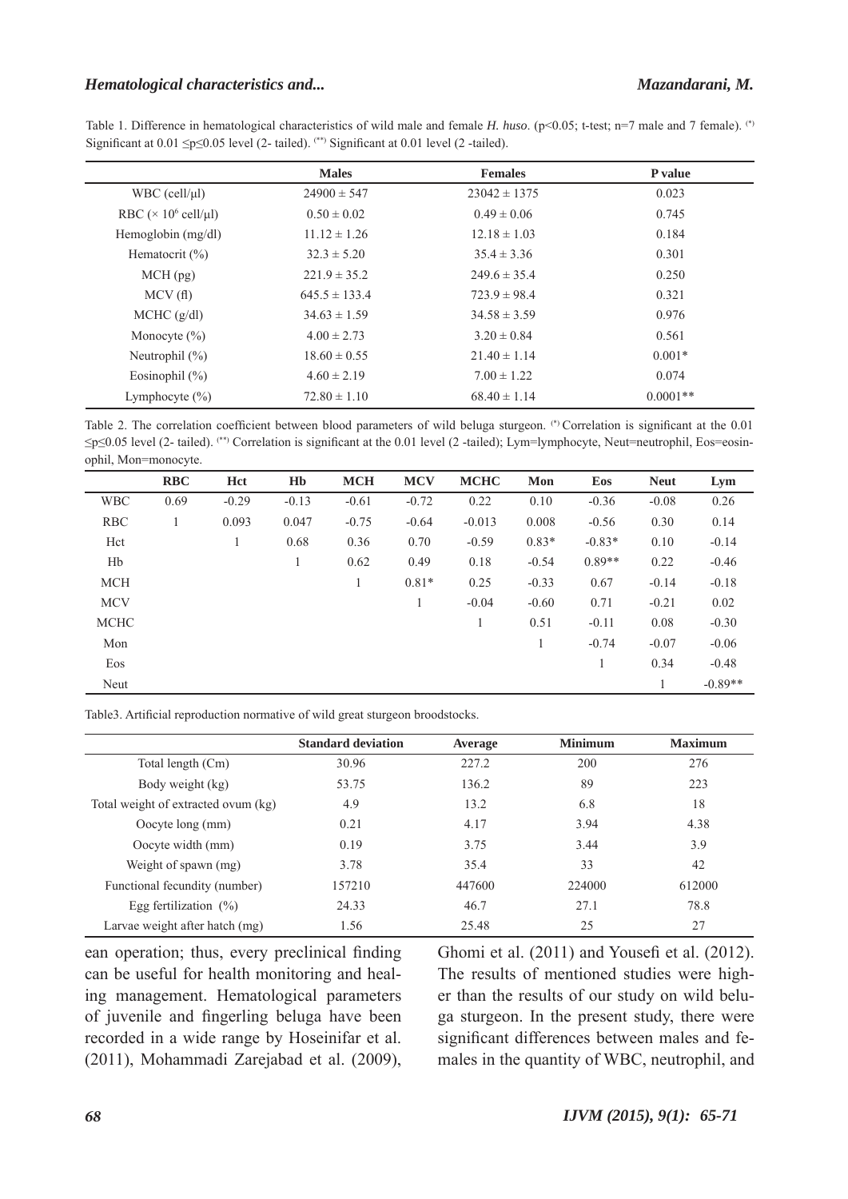Table 1. Difference in hematological characteristics of wild male and female *H. huso*. ($p<0.05$; t-test; n=7 male and 7 female). (*) Significant at $0.01 \leq p \leq 0.05$ level (2- tailed). (**) Significant at 0.01 level (2 -tailed).

| | Males | Females | P value |
|---|---|---|---|
| WBC (cell/µl) | 24900 ± 547 | 23042 ± 1375 | 0.023 |
| RBC ($\times 10^6$ cell/µl) | 0.50 ± 0.02 | 0.49 ± 0.06 | 0.745 |
| Hemoglobin (mg/dl) | 11.12 ± 1.26 | 12.18 ± 1.03 | 0.184 |
| Hematocrit (%) | 32.3 ± 5.20 | 35.4 ± 3.36 | 0.301 |
| MCH (pg) | 221.9 ± 35.2 | 249.6 ± 35.4 | 0.250 |
| MCV (fl) | 645.5 ± 133.4 | 723.9 ± 98.4 | 0.321 |
| MCHC (g/dl) | 34.63 ± 1.59 | 34.58 ± 3.59 | 0.976 |
| Monocyte (%) | 4.00 ± 2.73 | 3.20 ± 0.84 | 0.561 |
| Neutrophil (%) | 18.60 ± 0.55 | 21.40 ± 1.14 | 0.001* |
| Eosinophil (%) | 4.60 ± 2.19 | 7.00 ± 1.22 | 0.074 |
| Lymphocyte (%) | 72.80 ± 1.10 | 68.40 ± 1.14 | 0.0001** |

Table 2. The correlation coefficient between blood parameters of wild beluga sturgeon. (*) Correlation is significant at the $0.01 \leq p \leq 0.05$ level (2- tailed). (**) Correlation is significant at the 0.01 level (2 -tailed); Lym=lymphocyte, Neut=neutrophil, Eos=eosinophil, Mon=monocyte.

| | RBC | Hct | Hb | MCH | MCV | MCHC | Mon | Eos | Neut | Lym |
|---|---|---|---|---|---|---|---|---|---|---|
| WBC | 0.69 | -0.29 | -0.13 | -0.61 | -0.72 | 0.22 | 0.10 | -0.36 | -0.08 | 0.26 |
| RBC | 1 | 0.093 | 0.047 | -0.75 | -0.64 | -0.013 | 0.008 | -0.56 | 0.30 | 0.14 |
| Hct | | 1 | 0.68 | 0.36 | 0.70 | -0.59 | 0.83* | -0.83* | 0.10 | -0.14 |
| Hb | | | 1 | 0.62 | 0.49 | 0.18 | -0.54 | 0.89** | 0.22 | -0.46 |
| MCH | | | | 1 | 0.81* | 0.25 | -0.33 | 0.67 | -0.14 | -0.18 |
| MCV | | | | | 1 | -0.04 | -0.60 | 0.71 | -0.21 | 0.02 |
| MCHC | | | | | | 1 | 0.51 | -0.11 | 0.08 | -0.30 |
| Mon | | | | | | | 1 | -0.74 | -0.07 | -0.06 |
| Eos | | | | | | | | 1 | 0.34 | -0.48 |
| Neut | | | | | | | | | 1 | -0.89** |

Table3. Artificial reproduction normative of wild great sturgeon broodstocks.

| | Standard deviation | Average | Minimum | Maximum |
|---|---|---|---|---|
| Total length (Cm) | 30.96 | 227.2 | 200 | 276 |
| Body weight (kg) | 53.75 | 136.2 | 89 | 223 |
| Total weight of extracted ovum (kg) | 4.9 | 13.2 | 6.8 | 18 |
| Oocyte long (mm) | 0.21 | 4.17 | 3.94 | 4.38 |
| Oocyte width (mm) | 0.19 | 3.75 | 3.44 | 3.9 |
| Weight of spawn (mg) | 3.78 | 35.4 | 33 | 42 |
| Functional fecundity (number) | 157210 | 447600 | 224000 | 612000 |
| Egg fertilization (%) | 24.33 | 46.7 | 27.1 | 78.8 |
| Larvae weight after hatch (mg) | 1.56 | 25.48 | 25 | 27 |

ean operation; thus, every preclinical finding can be useful for health monitoring and healing management. Hematological parameters of juvenile and fingerling beluga have been recorded in a wide range by Hoseinifar et al. (2011), Mohammadi Zarejabad et al. (2009), Ghomi et al. (2011) and Yousefi et al. (2012). The results of mentioned studies were higher than the results of our study on wild beluga sturgeon. In the present study, there were significant differences between males and females in the quantity of WBC, neutrophil, and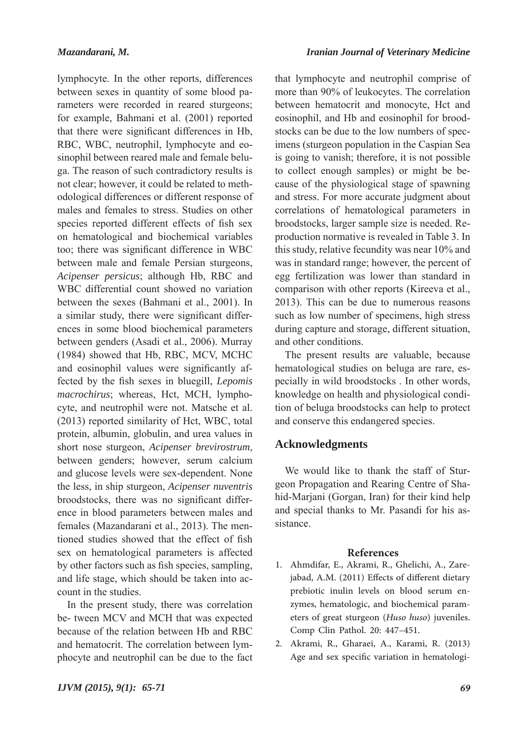lymphocyte. In the other reports, differences between sexes in quantity of some blood parameters were recorded in reared sturgeons; for example, Bahmani et al. (2001) reported that there were significant differences in Hb, RBC, WBC, neutrophil, lymphocyte and eosinophil between reared male and female beluga. The reason of such contradictory results is not clear; however, it could be related to methodological differences or different response of males and females to stress. Studies on other species reported different effects of fish sex on hematological and biochemical variables too; there was significant difference in WBC between male and female Persian sturgeons, *Acipenser persicus*; although Hb, RBC and WBC differential count showed no variation between the sexes (Bahmani et al., 2001). In a similar study, there were significant differences in some blood biochemical parameters between genders (Asadi et al., 2006). Murray (1984) showed that Hb, RBC, MCV, MCHC and eosinophil values were significantly affected by the fish sexes in bluegill, *Lepomis macrochirus*; whereas, Hct, MCH, lymphocyte, and neutrophil were not. Matsche et al. (2013) reported similarity of Hct, WBC, total protein, albumin, globulin, and urea values in short nose sturgeon, *Acipenser brevirostrum*, between genders; however, serum calcium and glucose levels were sex-dependent. None the less, in ship sturgeon, *Acipenser nuventris* broodstocks, there was no significant difference in blood parameters between males and females (Mazandarani et al., 2013). The mentioned studies showed that the effect of fish sex on hematological parameters is affected by other factors such as fish species, sampling, and life stage, which should be taken into account in the studies.

In the present study, there was correlation be- tween MCV and MCH that was expected because of the relation between Hb and RBC and hematocrit. The correlation between lymphocyte and neutrophil can be due to the fact that lymphocyte and neutrophil comprise of more than 90% of leukocytes. The correlation between hematocrit and monocyte, Hct and eosinophil, and Hb and eosinophil for broodstocks can be due to the low numbers of specimens (sturgeon population in the Caspian Sea is going to vanish; therefore, it is not possible to collect enough samples) or might be because of the physiological stage of spawning and stress. For more accurate judgment about correlations of hematological parameters in broodstocks, larger sample size is needed. Reproduction normative is revealed in Table 3. In this study, relative fecundity was near 10% and was in standard range; however, the percent of egg fertilization was lower than standard in comparison with other reports (Kireeva et al., 2013). This can be due to numerous reasons such as low number of specimens, high stress during capture and storage, different situation, and other conditions.

The present results are valuable, because hematological studies on beluga are rare, especially in wild broodstocks . In other words, knowledge on health and physiological condition of beluga broodstocks can help to protect and conserve this endangered species.

## Acknowledgments

We would like to thank the staff of Sturgeon Propagation and Rearing Centre of Shahid-Marjani (Gorgan, Iran) for their kind help and special thanks to Mr. Pasandi for his assistance.

## References

1. Ahmdifar, E., Akrami, R., Ghelichi, A., Zarejabad, A.M. (2011) Effects of different dietary prebiotic inulin levels on blood serum enzymes, hematologic, and biochemical parameters of great sturgeon (*Huso huso*) juveniles. Comp Clin Pathol. 20: 447–451.
2. Akrami, R., Gharaei, A., Karami, R. (2013) Age and sex specific variation in hematologi-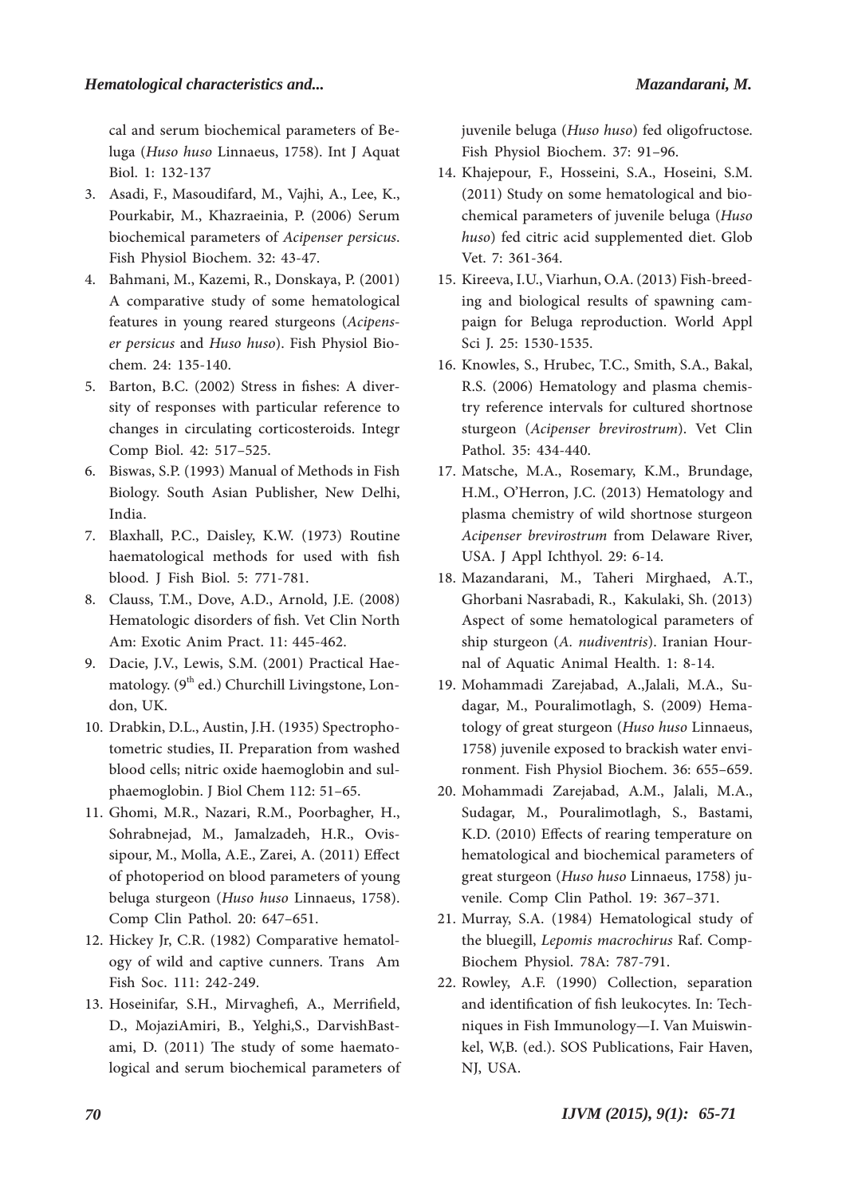cal and serum biochemical parameters of Beluga (*Huso huso* Linnaeus, 1758). Int J Aquat Biol. 1: 132-137

3. Asadi, F., Masoudifard, M., Vajhi, A., Lee, K., Pourkabir, M., Khazraeinia, P. (2006) Serum biochemical parameters of *Acipenser persicus*. Fish Physiol Biochem. 32: 43-47.
4. Bahmani, M., Kazemi, R., Donskaya, P. (2001) A comparative study of some hematological features in young reared sturgeons (*Acipenser persicus* and *Huso huso*). Fish Physiol Biochem. 24: 135-140.
5. Barton, B.C. (2002) Stress in fishes: A diversity of responses with particular reference to changes in circulating corticosteroids. Integr Comp Biol. 42: 517–525.
6. Biswas, S.P. (1993) Manual of Methods in Fish Biology. South Asian Publisher, New Delhi, India.
7. Blaxhall, P.C., Daisley, K.W. (1973) Routine haematological methods for used with fish blood. J Fish Biol. 5: 771-781.
8. Clauss, T.M., Dove, A.D., Arnold, J.E. (2008) Hematologic disorders of fish. Vet Clin North Am: Exotic Anim Pract. 11: 445-462.
9. Dacie, J.V., Lewis, S.M. (2001) Practical Haematology. (9th ed.) Churchill Livingstone, London, UK.
10. Drabkin, D.L., Austin, J.H. (1935) Spectrophotometric studies, II. Preparation from washed blood cells; nitric oxide haemoglobin and sulphaemoglobin. J Biol Chem 112: 51–65.
11. Ghomi, M.R., Nazari, R.M., Poorbagher, H., Sohrabnejad, M., Jamalzadeh, H.R., Ovissipour, M., Molla, A.E., Zarei, A. (2011) Effect of photoperiod on blood parameters of young beluga sturgeon (*Huso huso* Linnaeus, 1758). Comp Clin Pathol. 20: 647–651.
12. Hickey Jr, C.R. (1982) Comparative hematology of wild and captive cunners. Trans Am Fish Soc. 111: 242-249.
13. Hoseinifar, S.H., Mirvaghefi, A., Merrifield, D., MojaziAmiri, B., Yelghi,S., DarvishBastami, D. (2011) The study of some haematological and serum biochemical parameters of juvenile beluga (*Huso huso*) fed oligofructose. Fish Physiol Biochem. 37: 91–96.
14. Khajepour, F., Hosseini, S.A., Hoseini, S.M. (2011) Study on some hematological and biochemical parameters of juvenile beluga (*Huso huso*) fed citric acid supplemented diet. Glob Vet. 7: 361-364.
15. Kireeva, I.U., Viarhun, O.A. (2013) Fish-breeding and biological results of spawning campaign for Beluga reproduction. World Appl Sci J. 25: 1530-1535.
16. Knowles, S., Hrubec, T.C., Smith, S.A., Bakal, R.S. (2006) Hematology and plasma chemistry reference intervals for cultured shortnose sturgeon (*Acipenser brevirostrum*). Vet Clin Pathol. 35: 434-440.
17. Matsche, M.A., Rosemary, K.M., Brundage, H.M., O'Herron, J.C. (2013) Hematology and plasma chemistry of wild shortnose sturgeon *Acipenser brevirostrum* from Delaware River, USA. J Appl Ichthyol. 29: 6-14.
18. Mazandarani, M., Taheri Mirghaed, A.T., Ghorbani Nasrabadi, R., Kakulaki, Sh. (2013) Aspect of some hematological parameters of ship sturgeon (*A. nudiventris*). Iranian Hournal of Aquatic Animal Health. 1: 8-14.
19. Mohammadi Zarejabad, A.,Jalali, M.A., Sudagar, M., Pouralimotlagh, S. (2009) Hematology of great sturgeon (*Huso huso* Linnaeus, 1758) juvenile exposed to brackish water environment. Fish Physiol Biochem. 36: 655–659.
20. Mohammadi Zarejabad, A.M., Jalali, M.A., Sudagar, M., Pouralimotlagh, S., Bastami, K.D. (2010) Effects of rearing temperature on hematological and biochemical parameters of great sturgeon (*Huso huso* Linnaeus, 1758) juvenile. Comp Clin Pathol. 19: 367–371.
21. Murray, S.A. (1984) Hematological study of the bluegill, *Lepomis macrochirus* Raf. Comp-Biochem Physiol. 78A: 787-791.
22. Rowley, A.F. (1990) Collection, separation and identification of fish leukocytes. In: Techniques in Fish Immunology—I. Van Muiswinkel, W,B. (ed.). SOS Publications, Fair Haven, NJ, USA.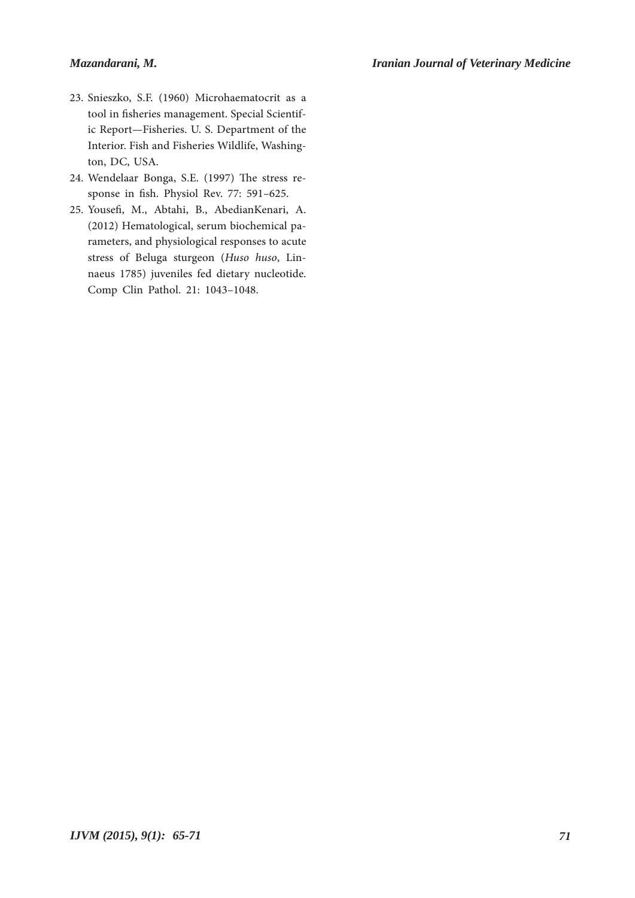23. Snieszko, S.F. (1960) Microhaematocrit as a tool in fisheries management. Special Scientific Report—Fisheries. U. S. Department of the Interior. Fish and Fisheries Wildlife, Washington, DC, USA.
24. Wendelaar Bonga, S.E. (1997) The stress response in fish. Physiol Rev. 77: 591–625.
25. Yousefi, M., Abtahi, B., AbedianKenari, A. (2012) Hematological, serum biochemical parameters, and physiological responses to acute stress of Beluga sturgeon (*Huso huso*, Linnaeus 1785) juveniles fed dietary nucleotide. Comp Clin Pathol. 21: 1043–1048.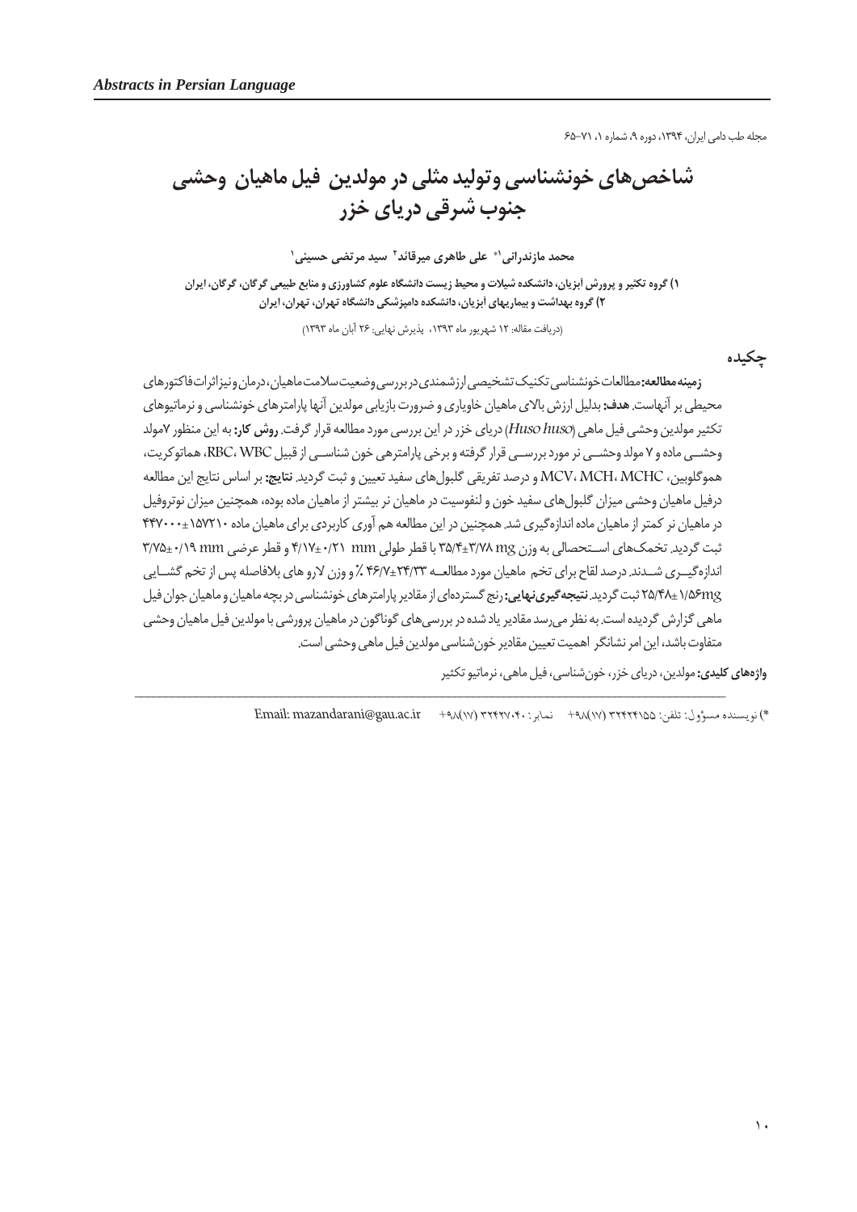# شاخص‌های خونشناسی و تولید مثلی در مولدین فیل ماهیان وحشی جنوب شرقی دریای خزر

**محمد مازندرانی[1*] علی طاهری میرقائد[2] سید مرتضی حسینی[1]**

**۱) گروه تکثیر و پرورش آبزیان، دانشکده شیلات و محیط زیست دانشگاه علوم کشاورزی و منابع طبیعی گرگان، گرگان، ایران**
**۲) گروه بهداشت و بیماریهای آبزیان، دانشکده دامپزشکی دانشگاه تهران، تهران، ایران**

(دریافت مقاله: ۱۲ شهریور ماه ۱۳۹۳، پذیرش نهایی: ۲۶ آبان ماه ۱۳۹۳)

## چکیده

**زمینه مطالعه:** مطالعات خونشناسی تکنیک تشخیصی ارزشمندی در بررسی وضعیت سلامت ماهیان، درمان و نیز اثرات فاکتورهای محیطی بر آنهاست. **هدف:** بدلیل ارزش بالای ماهیان خاویاری و ضرورت بازیابی مولدین آنها پارامترهای خونشناسی و نرماتیوهای تکثیر مولدین وحشی فیل ماهی (*Huso huso*) دریای خزر در این بررسی مورد مطالعه قرار گرفت. **روش کار:** به این منظور ۷ مولد وحشـی ماده و ۷ مولد وحشـی نر مورد بررسـی قرار گرفته و برخی پارامترهی خون شناسـی از قبیل RBC ،WBC، هماتوکریت، هموگلوبین، MCV ،MCH ،MCHC و درصد تفریقی گلبول‌های سفید تعیین و ثبت گردید. **نتایج:** بر اساس نتایج این مطالعه درفیل ماهیان وحشی میزان گلبول‌های سفید خون و لنفوسیت در ماهیان نر بیشتر از ماهیان ماده بوده، همچنین میزان نوتروفیل در ماهیان نر کمتر از ماهیان ماده اندازه‌گیری شد. همچنین در این مطالعه هم آوری کاربردی برای ماهیان ماده ۱۵۷۲۱۰±۴۴۷۰۰۰ ثبت گردید. تخمک‌های اسـتحصالی به وزن ۳/۷۸mg±۳۵/۴ با قطر طولی ۰/۲۱ mm±۴/۱۷ و قطر عرضی ۰/۱۹ mm±۳/۷۵ اندازه‌گیـری شـدند. درصد لقاح برای تخم ماهیان مورد مطالعـه ۲۴/۳۳±۴۶/۷٪ و وزن لارو های بلافاصله پس از تخم گشـایی ۱/۵۶mg±۲۵/۴۸ ثبت گردید. **نتیجه‌گیری نهایی:** رنج گسترده‌ای از مقادیر پارامترهای خونشناسی در بچه ماهیان و ماهیان جوان فیل ماهی گزارش گردیده است. به نظر می‌رسد مقادیر یاد شده در بررسی‌های گوناگون در ماهیان پرورشی با مولدین فیل ماهیان وحشی متفاوت باشد، این امر نشانگر اهمیت تعیین مقادیر خون‌شناسی مولدین فیل ماهی وحشی است.

**واژه‌های کلیدی:** مولدین، دریای خزر، خون‌شناسی، فیل ماهی، نرماتیو تکثیر

*) نویسنده مسؤول: تلفن: ۳۲۴۲۴۱۵۵ (۱۷)۹۸+ نمابر: ۳۲۴۲۷۰۴۰ (۱۷)۹۸+ Email: mazandarani@gau.ac.ir